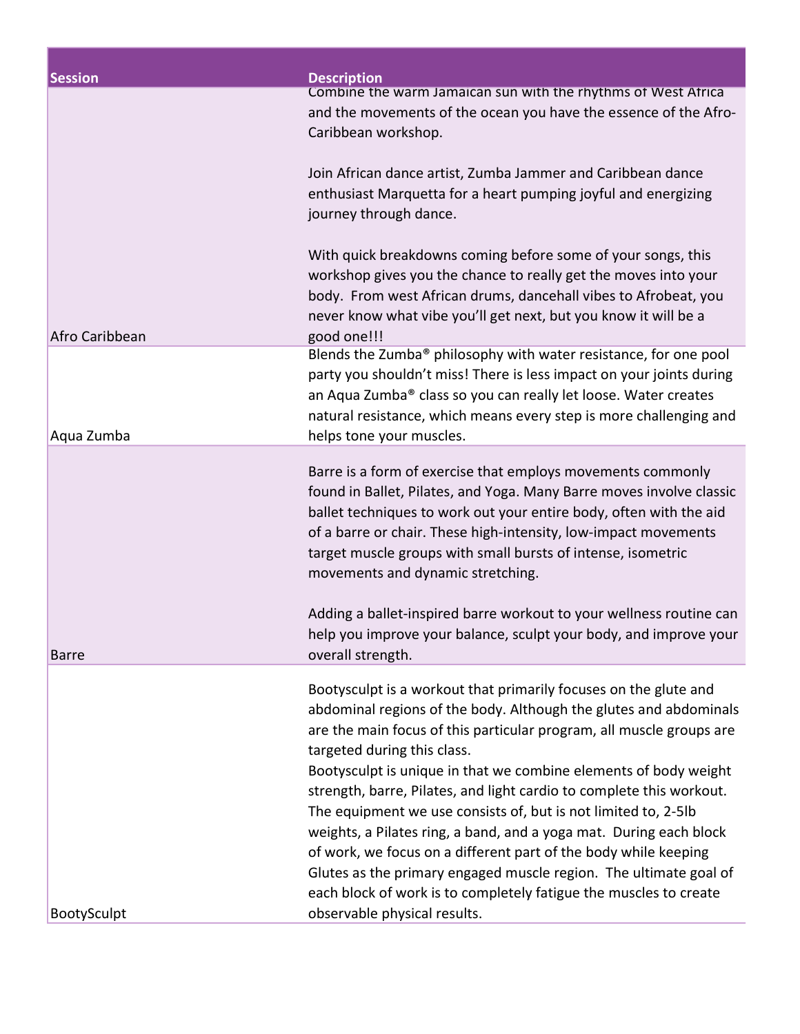| Session | Description |
| --- | --- |
| Afro Caribbean | Combine the warm Jamaican sun with the rhythms of West Africa and the movements of the ocean you have the essence of the Afro-Caribbean workshop.<br><br>Join African dance artist, Zumba Jammer and Caribbean dance enthusiast Marquetta for a heart pumping joyful and energizing journey through dance.<br><br>With quick breakdowns coming before some of your songs, this workshop gives you the chance to really get the moves into your body. From west African drums, dancehall vibes to Afrobeat, you never know what vibe you'll get next, but you know it will be a good one!!! |
| Aqua Zumba | Blends the Zumba® philosophy with water resistance, for one pool party you shouldn't miss! There is less impact on your joints during an Aqua Zumba® class so you can really let loose. Water creates natural resistance, which means every step is more challenging and helps tone your muscles. |
| Barre | Barre is a form of exercise that employs movements commonly found in Ballet, Pilates, and Yoga. Many Barre moves involve classic ballet techniques to work out your entire body, often with the aid of a barre or chair. These high-intensity, low-impact movements target muscle groups with small bursts of intense, isometric movements and dynamic stretching.<br><br>Adding a ballet-inspired barre workout to your wellness routine can help you improve your balance, sculpt your body, and improve your overall strength. |
| BootySculpt | Bootysculpt is a workout that primarily focuses on the glute and abdominal regions of the body. Although the glutes and abdominals are the main focus of this particular program, all muscle groups are targeted during this class.<br>Bootysculpt is unique in that we combine elements of body weight strength, barre, Pilates, and light cardio to complete this workout. The equipment we use consists of, but is not limited to, 2-5lb weights, a Pilates ring, a band, and a yoga mat. During each block of work, we focus on a different part of the body while keeping Glutes as the primary engaged muscle region. The ultimate goal of each block of work is to completely fatigue the muscles to create observable physical results. |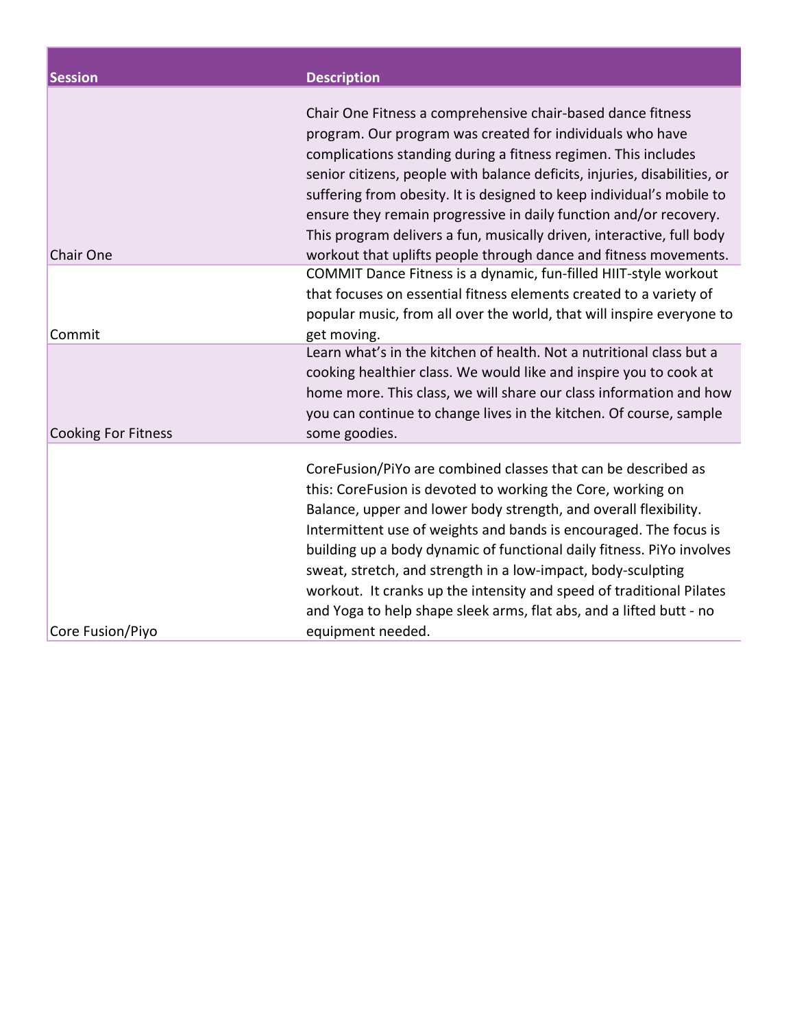| Session | Description |
| --- | --- |
| Chair One | Chair One Fitness a comprehensive chair-based dance fitness program. Our program was created for individuals who have complications standing during a fitness regimen. This includes senior citizens, people with balance deficits, injuries, disabilities, or suffering from obesity. It is designed to keep individual's mobile to ensure they remain progressive in daily function and/or recovery. This program delivers a fun, musically driven, interactive, full body workout that uplifts people through dance and fitness movements. |
| Commit | COMMIT Dance Fitness is a dynamic, fun-filled HIIT-style workout that focuses on essential fitness elements created to a variety of popular music, from all over the world, that will inspire everyone to get moving. |
| Cooking For Fitness | Learn what's in the kitchen of health. Not a nutritional class but a cooking healthier class. We would like and inspire you to cook at home more. This class, we will share our class information and how you can continue to change lives in the kitchen. Of course, sample some goodies. |
| Core Fusion/Piyo | CoreFusion/PiYo are combined classes that can be described as this: CoreFusion is devoted to working the Core, working on Balance, upper and lower body strength, and overall flexibility. Intermittent use of weights and bands is encouraged. The focus is building up a body dynamic of functional daily fitness. PiYo involves sweat, stretch, and strength in a low-impact, body-sculpting workout. It cranks up the intensity and speed of traditional Pilates and Yoga to help shape sleek arms, flat abs, and a lifted butt - no equipment needed. |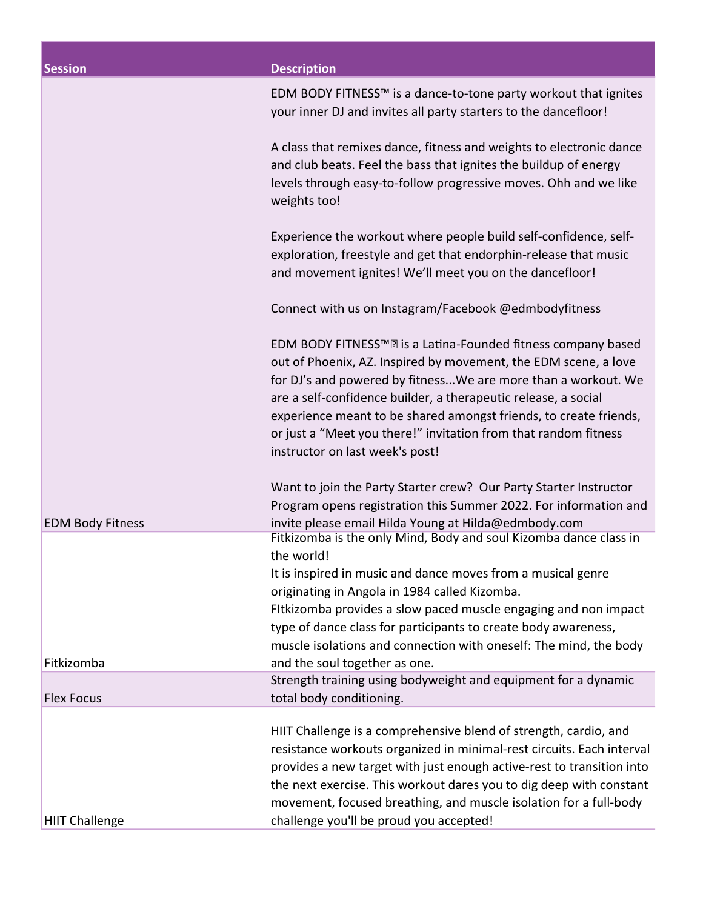| Session | Description |
|---|---|
| EDM Body Fitness | EDM BODY FITNESS™ is a dance-to-tone party workout that ignites your inner DJ and invites all party starters to the dancefloor!<br><br>A class that remixes dance, fitness and weights to electronic dance and club beats. Feel the bass that ignites the buildup of energy levels through easy-to-follow progressive moves. Ohh and we like weights too!<br><br>Experience the workout where people build self-confidence, self-exploration, freestyle and get that endorphin-release that music and movement ignites! We'll meet you on the dancefloor!<br><br>Connect with us on Instagram/Facebook @edmbodyfitness<br><br>EDM BODY FITNESS™ is a Latina-Founded fitness company based out of Phoenix, AZ. Inspired by movement, the EDM scene, a love for DJ's and powered by fitness...We are more than a workout. We are a self-confidence builder, a therapeutic release, a social experience meant to be shared amongst friends, to create friends, or just a "Meet you there!" invitation from that random fitness instructor on last week's post!<br><br>Want to join the Party Starter crew? Our Party Starter Instructor Program opens registration this Summer 2022. For information and invite please email Hilda Young at Hilda@edmbody.com |
| Fitkizomba | Fitkizomba is the only Mind, Body and soul Kizomba dance class in the world!<br>It is inspired in music and dance moves from a musical genre originating in Angola in 1984 called Kizomba.<br>FItkizomba provides a slow paced muscle engaging and non impact type of dance class for participants to create body awareness, muscle isolations and connection with oneself: The mind, the body and the soul together as one. |
| Flex Focus | Strength training using bodyweight and equipment for a dynamic total body conditioning. |
| HIIT Challenge | HIIT Challenge is a comprehensive blend of strength, cardio, and resistance workouts organized in minimal-rest circuits. Each interval provides a new target with just enough active-rest to transition into the next exercise. This workout dares you to dig deep with constant movement, focused breathing, and muscle isolation for a full-body challenge you'll be proud you accepted! |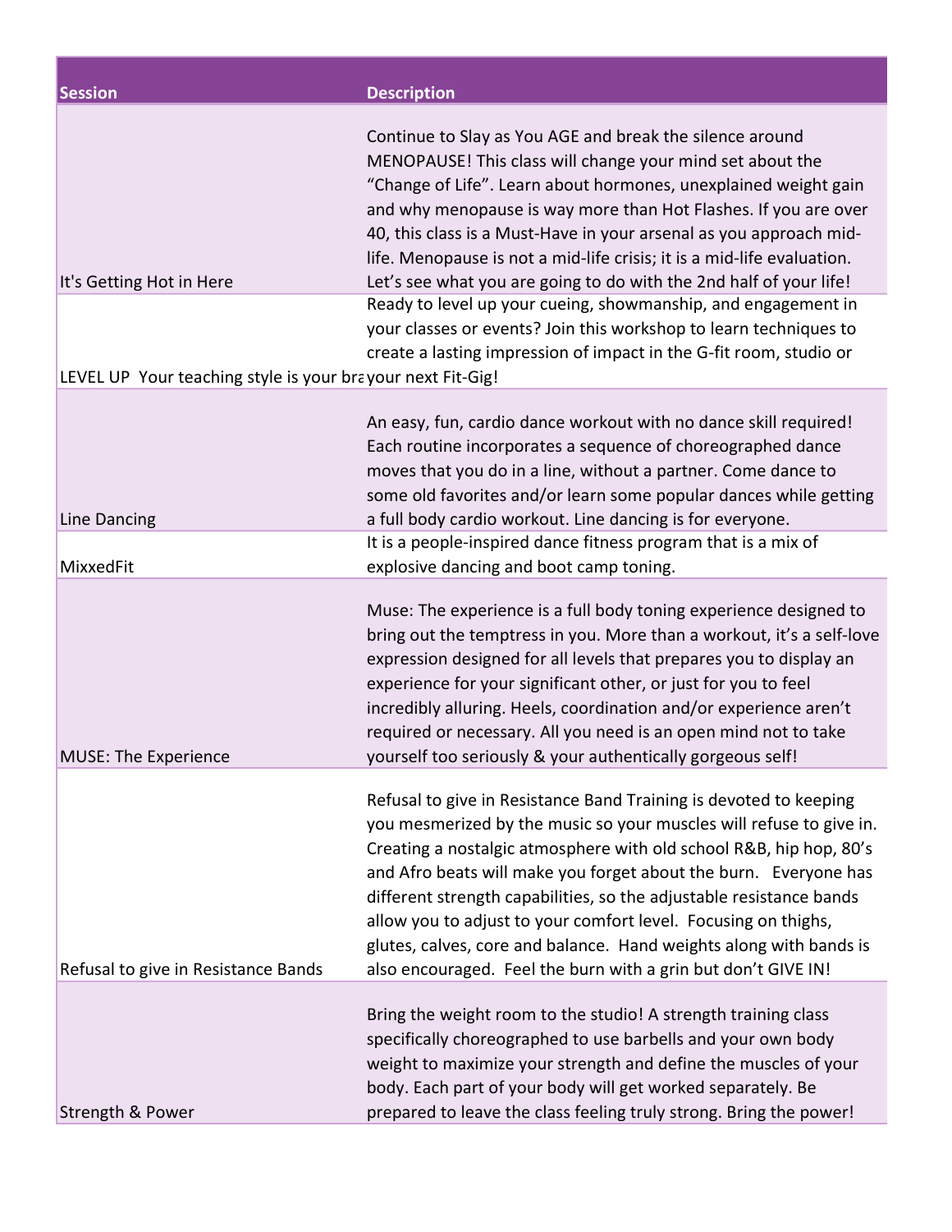| Session | Description |
| --- | --- |
| It's Getting Hot in Here | Continue to Slay as You AGE and break the silence around MENOPAUSE! This class will change your mind set about the "Change of Life". Learn about hormones, unexplained weight gain and why menopause is way more than Hot Flashes. If you are over 40, this class is a Must-Have in your arsenal as you approach mid-life. Menopause is not a mid-life crisis; it is a mid-life evaluation. Let's see what you are going to do with the 2nd half of your life! |
| LEVEL UP Your teaching style is your bra | Ready to level up your cueing, showmanship, and engagement in your classes or events? Join this workshop to learn techniques to create a lasting impression of impact in the G-fit room, studio or your next Fit-Gig! |
| Line Dancing | An easy, fun, cardio dance workout with no dance skill required! Each routine incorporates a sequence of choreographed dance moves that you do in a line, without a partner. Come dance to some old favorites and/or learn some popular dances while getting a full body cardio workout. Line dancing is for everyone. |
| MixxedFit | It is a people-inspired dance fitness program that is a mix of explosive dancing and boot camp toning. |
| MUSE: The Experience | Muse: The experience is a full body toning experience designed to bring out the temptress in you. More than a workout, it's a self-love expression designed for all levels that prepares you to display an experience for your significant other, or just for you to feel incredibly alluring. Heels, coordination and/or experience aren't required or necessary. All you need is an open mind not to take yourself too seriously & your authentically gorgeous self! |
| Refusal to give in Resistance Bands | Refusal to give in Resistance Band Training is devoted to keeping you mesmerized by the music so your muscles will refuse to give in. Creating a nostalgic atmosphere with old school R&B, hip hop, 80's and Afro beats will make you forget about the burn. Everyone has different strength capabilities, so the adjustable resistance bands allow you to adjust to your comfort level. Focusing on thighs, glutes, calves, core and balance. Hand weights along with bands is also encouraged. Feel the burn with a grin but don't GIVE IN! |
| Strength & Power | Bring the weight room to the studio! A strength training class specifically choreographed to use barbells and your own body weight to maximize your strength and define the muscles of your body. Each part of your body will get worked separately. Be prepared to leave the class feeling truly strong. Bring the power! |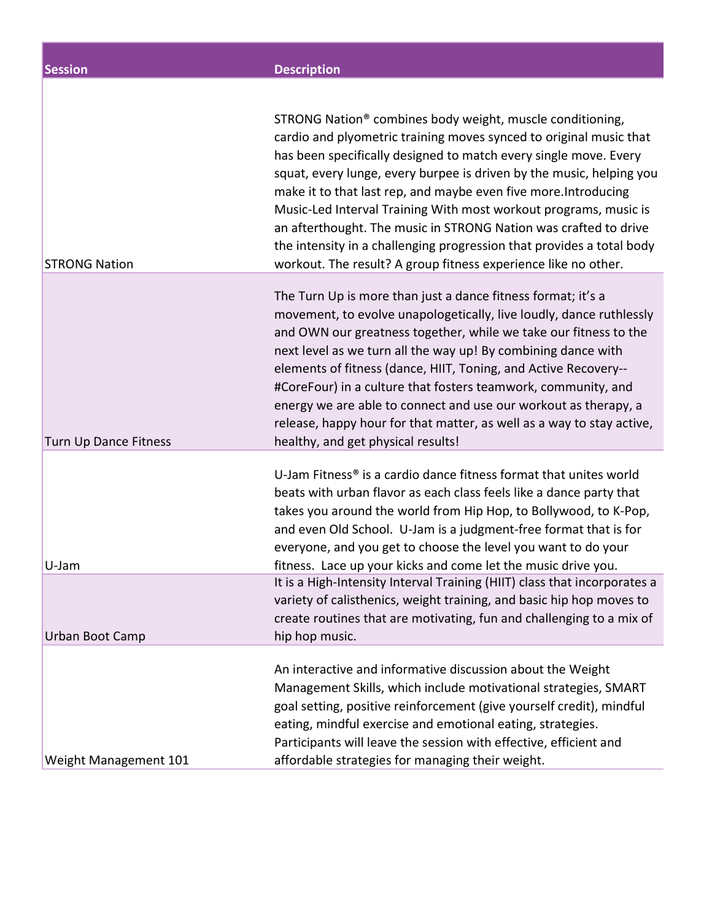| Session | Description |
| --- | --- |
| STRONG Nation | STRONG Nation® combines body weight, muscle conditioning, cardio and plyometric training moves synced to original music that has been specifically designed to match every single move. Every squat, every lunge, every burpee is driven by the music, helping you make it to that last rep, and maybe even five more.Introducing Music-Led Interval Training With most workout programs, music is an afterthought. The music in STRONG Nation was crafted to drive the intensity in a challenging progression that provides a total body workout. The result? A group fitness experience like no other. |
| Turn Up Dance Fitness | The Turn Up is more than just a dance fitness format; it's a movement, to evolve unapologetically, live loudly, dance ruthlessly and OWN our greatness together, while we take our fitness to the next level as we turn all the way up! By combining dance with elements of fitness (dance, HIIT, Toning, and Active Recovery--#CoreFour) in a culture that fosters teamwork, community, and energy we are able to connect and use our workout as therapy, a release, happy hour for that matter, as well as a way to stay active, healthy, and get physical results! |
| U-Jam | U-Jam Fitness® is a cardio dance fitness format that unites world beats with urban flavor as each class feels like a dance party that takes you around the world from Hip Hop, to Bollywood, to K-Pop, and even Old School. U-Jam is a judgment-free format that is for everyone, and you get to choose the level you want to do your fitness. Lace up your kicks and come let the music drive you. |
| Urban Boot Camp | It is a High-Intensity Interval Training (HIIT) class that incorporates a variety of calisthenics, weight training, and basic hip hop moves to create routines that are motivating, fun and challenging to a mix of hip hop music. |
| Weight Management 101 | An interactive and informative discussion about the Weight Management Skills, which include motivational strategies, SMART goal setting, positive reinforcement (give yourself credit), mindful eating, mindful exercise and emotional eating, strategies. Participants will leave the session with effective, efficient and affordable strategies for managing their weight. |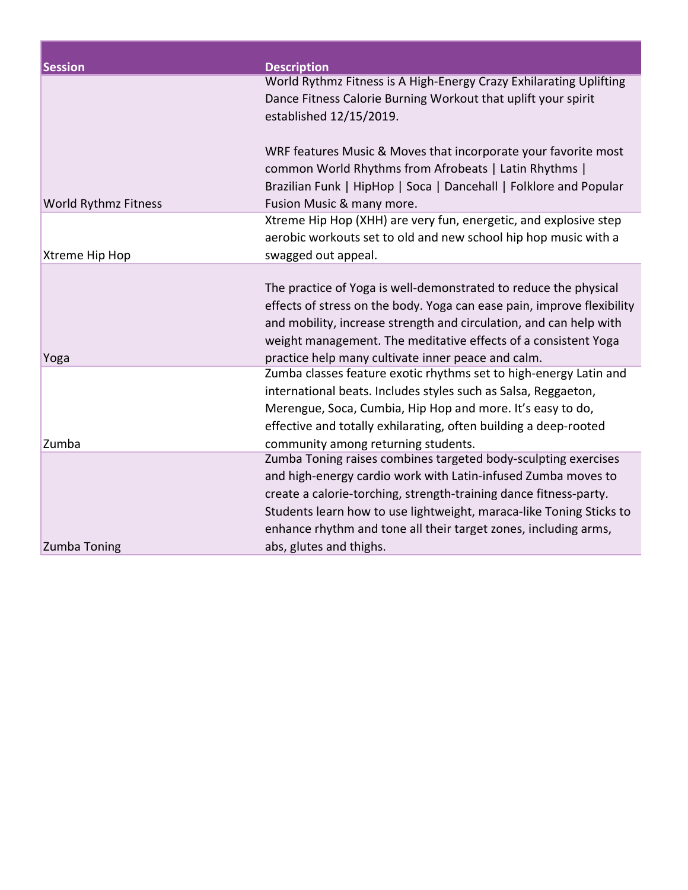| Session | Description |
| --- | --- |
| World Rythmz Fitness | World Rythmz Fitness is A High-Energy Crazy Exhilarating Uplifting Dance Fitness Calorie Burning Workout that uplift your spirit established 12/15/2019.<br><br>WRF features Music & Moves that incorporate your favorite most common World Rhythms from Afrobeats \| Latin Rhythms \| Brazilian Funk \| HipHop \| Soca \| Dancehall \| Folklore and Popular Fusion Music & many more. |
| Xtreme Hip Hop | Xtreme Hip Hop (XHH) are very fun, energetic, and explosive step aerobic workouts set to old and new school hip hop music with a swagged out appeal. |
| Yoga | The practice of Yoga is well-demonstrated to reduce the physical effects of stress on the body. Yoga can ease pain, improve flexibility and mobility, increase strength and circulation, and can help with weight management. The meditative effects of a consistent Yoga practice help many cultivate inner peace and calm. |
| Zumba | Zumba classes feature exotic rhythms set to high-energy Latin and international beats. Includes styles such as Salsa, Reggaeton, Merengue, Soca, Cumbia, Hip Hop and more. It's easy to do, effective and totally exhilarating, often building a deep-rooted community among returning students. |
| Zumba Toning | Zumba Toning raises combines targeted body-sculpting exercises and high-energy cardio work with Latin-infused Zumba moves to create a calorie-torching, strength-training dance fitness-party. Students learn how to use lightweight, maraca-like Toning Sticks to enhance rhythm and tone all their target zones, including arms, abs, glutes and thighs. |